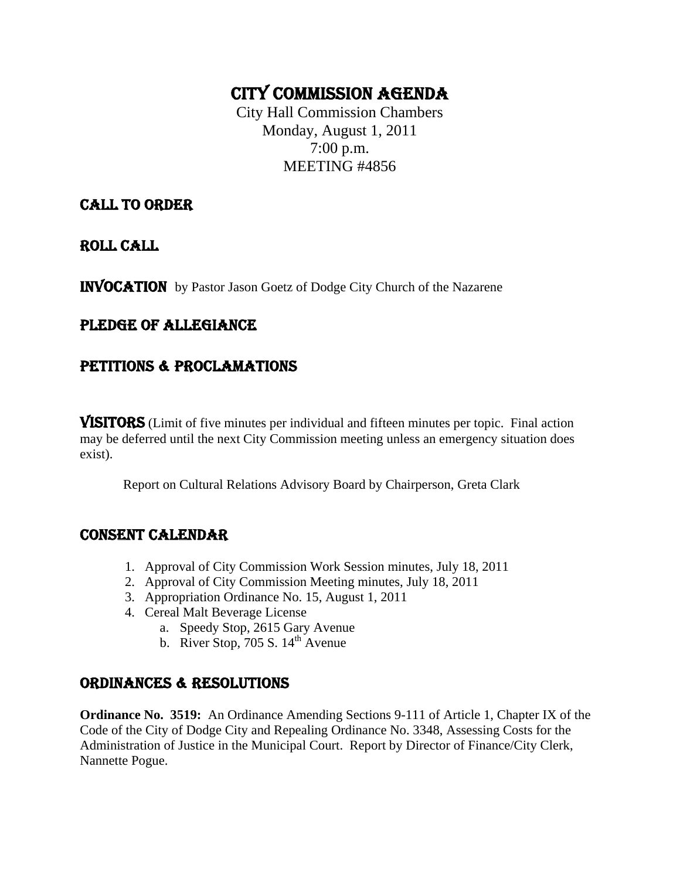# CITY COMMISSION AGENDA

City Hall Commission Chambers
Monday, August 1, 2011
7:00 p.m.
MEETING #4856

## CALL TO ORDER

## ROLL CALL

## INVOCATION

by Pastor Jason Goetz of Dodge City Church of the Nazarene

## PLEDGE OF ALLEGIANCE

## PETITIONS & PROCLAMATIONS

## VISITORS

(Limit of five minutes per individual and fifteen minutes per topic. Final action may be deferred until the next City Commission meeting unless an emergency situation does exist).

Report on Cultural Relations Advisory Board by Chairperson, Greta Clark

## CONSENT CALENDAR

1. Approval of City Commission Work Session minutes, July 18, 2011
2. Approval of City Commission Meeting minutes, July 18, 2011
3. Appropriation Ordinance No. 15, August 1, 2011
4. Cereal Malt Beverage License
   a. Speedy Stop, 2615 Gary Avenue
   b. River Stop, 705 S. 14th Avenue

## ORDINANCES & RESOLUTIONS

**Ordinance No. 3519:** An Ordinance Amending Sections 9-111 of Article 1, Chapter IX of the Code of the City of Dodge City and Repealing Ordinance No. 3348, Assessing Costs for the Administration of Justice in the Municipal Court. Report by Director of Finance/City Clerk, Nannette Pogue.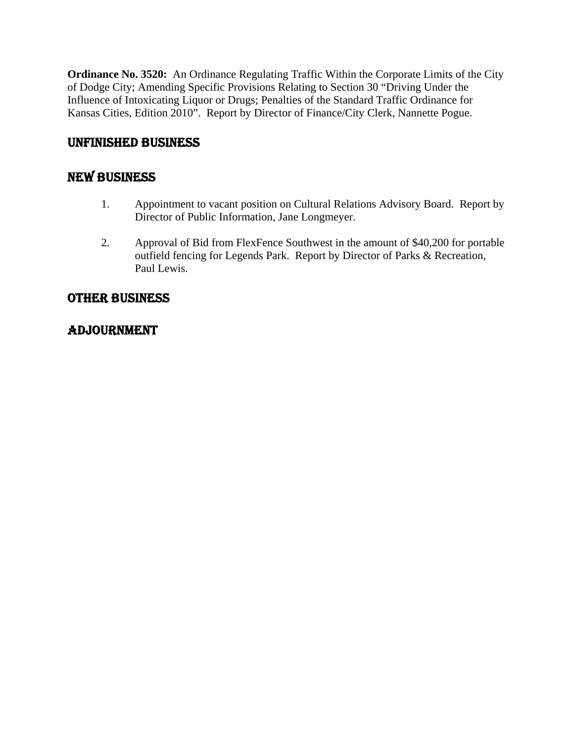**Ordinance No. 3520:** An Ordinance Regulating Traffic Within the Corporate Limits of the City of Dodge City; Amending Specific Provisions Relating to Section 30 "Driving Under the Influence of Intoxicating Liquor or Drugs; Penalties of the Standard Traffic Ordinance for Kansas Cities, Edition 2010". Report by Director of Finance/City Clerk, Nannette Pogue.

## UNFINISHED BUSINESS

## NEW BUSINESS

1. Appointment to vacant position on Cultural Relations Advisory Board. Report by Director of Public Information, Jane Longmeyer.

2. Approval of Bid from FlexFence Southwest in the amount of $40,200 for portable outfield fencing for Legends Park. Report by Director of Parks & Recreation, Paul Lewis.

## OTHER BUSINESS

## ADJOURNMENT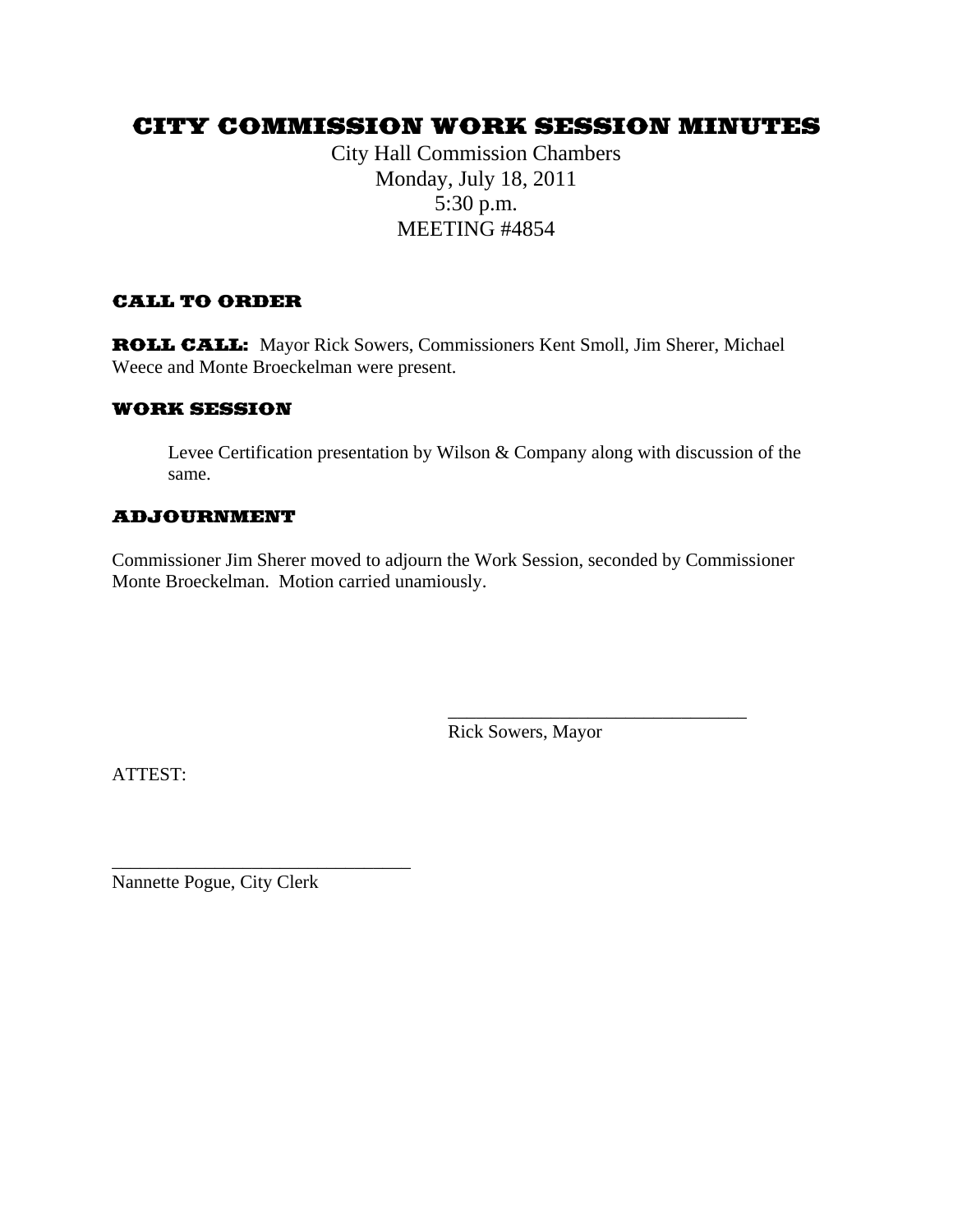# CITY COMMISSION WORK SESSION MINUTES

City Hall Commission Chambers
Monday, July 18, 2011
5:30 p.m.
MEETING #4854

### CALL TO ORDER

**ROLL CALL:** Mayor Rick Sowers, Commissioners Kent Smoll, Jim Sherer, Michael Weece and Monte Broeckelman were present.

### WORK SESSION

Levee Certification presentation by Wilson & Company along with discussion of the same.

### ADJOURNMENT

Commissioner Jim Sherer moved to adjourn the Work Session, seconded by Commissioner Monte Broeckelman. Motion carried unamiously.

_______________________________
Rick Sowers, Mayor

ATTEST:

_______________________________
Nannette Pogue, City Clerk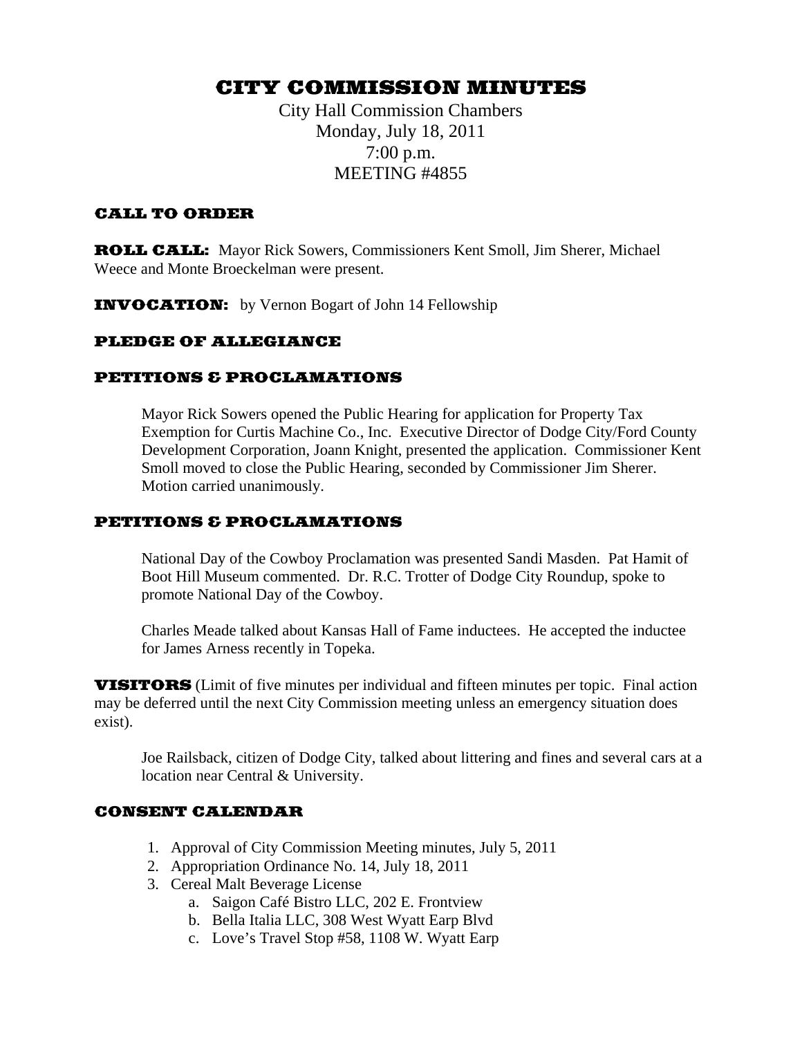# CITY COMMISSION MINUTES

City Hall Commission Chambers
Monday, July 18, 2011
7:00 p.m.
MEETING #4855

## CALL TO ORDER

**ROLL CALL:** Mayor Rick Sowers, Commissioners Kent Smoll, Jim Sherer, Michael Weece and Monte Broeckelman were present.

**INVOCATION:** by Vernon Bogart of John 14 Fellowship

## PLEDGE OF ALLEGIANCE

## PETITIONS & PROCLAMATIONS

Mayor Rick Sowers opened the Public Hearing for application for Property Tax Exemption for Curtis Machine Co., Inc. Executive Director of Dodge City/Ford County Development Corporation, Joann Knight, presented the application. Commissioner Kent Smoll moved to close the Public Hearing, seconded by Commissioner Jim Sherer. Motion carried unanimously.

## PETITIONS & PROCLAMATIONS

National Day of the Cowboy Proclamation was presented Sandi Masden. Pat Hamit of Boot Hill Museum commented. Dr. R.C. Trotter of Dodge City Roundup, spoke to promote National Day of the Cowboy.

Charles Meade talked about Kansas Hall of Fame inductees. He accepted the inductee for James Arness recently in Topeka.

**VISITORS** (Limit of five minutes per individual and fifteen minutes per topic. Final action may be deferred until the next City Commission meeting unless an emergency situation does exist).

Joe Railsback, citizen of Dodge City, talked about littering and fines and several cars at a location near Central & University.

## CONSENT CALENDAR

1. Approval of City Commission Meeting minutes, July 5, 2011
2. Appropriation Ordinance No. 14, July 18, 2011
3. Cereal Malt Beverage License
    a. Saigon Café Bistro LLC, 202 E. Frontview
    b. Bella Italia LLC, 308 West Wyatt Earp Blvd
    c. Love's Travel Stop #58, 1108 W. Wyatt Earp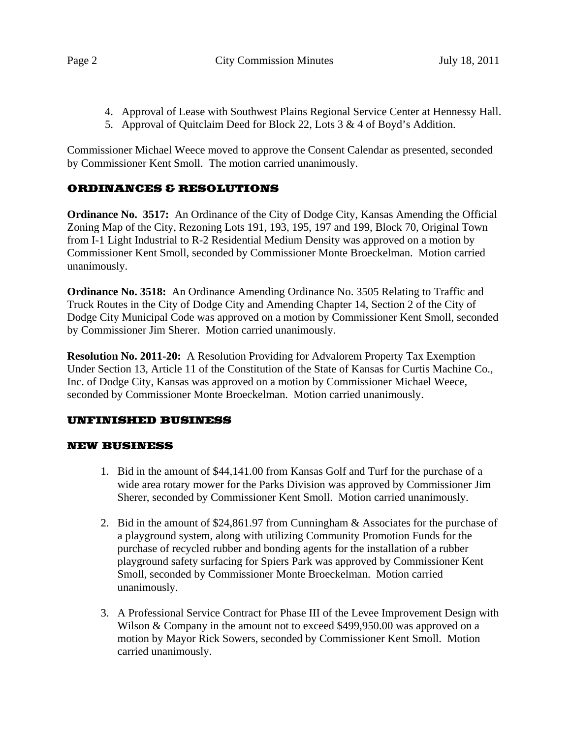4. Approval of Lease with Southwest Plains Regional Service Center at Hennessy Hall.
5. Approval of Quitclaim Deed for Block 22, Lots 3 & 4 of Boyd's Addition.

Commissioner Michael Weece moved to approve the Consent Calendar as presented, seconded by Commissioner Kent Smoll. The motion carried unanimously.

## ORDINANCES & RESOLUTIONS

**Ordinance No. 3517:** An Ordinance of the City of Dodge City, Kansas Amending the Official Zoning Map of the City, Rezoning Lots 191, 193, 195, 197 and 199, Block 70, Original Town from I-1 Light Industrial to R-2 Residential Medium Density was approved on a motion by Commissioner Kent Smoll, seconded by Commissioner Monte Broeckelman. Motion carried unanimously.

**Ordinance No. 3518:** An Ordinance Amending Ordinance No. 3505 Relating to Traffic and Truck Routes in the City of Dodge City and Amending Chapter 14, Section 2 of the City of Dodge City Municipal Code was approved on a motion by Commissioner Kent Smoll, seconded by Commissioner Jim Sherer. Motion carried unanimously.

**Resolution No. 2011-20:** A Resolution Providing for Advalorem Property Tax Exemption Under Section 13, Article 11 of the Constitution of the State of Kansas for Curtis Machine Co., Inc. of Dodge City, Kansas was approved on a motion by Commissioner Michael Weece, seconded by Commissioner Monte Broeckelman. Motion carried unanimously.

## UNFINISHED BUSINESS

## NEW BUSINESS

1. Bid in the amount of $44,141.00 from Kansas Golf and Turf for the purchase of a wide area rotary mower for the Parks Division was approved by Commissioner Jim Sherer, seconded by Commissioner Kent Smoll. Motion carried unanimously.

2. Bid in the amount of $24,861.97 from Cunningham & Associates for the purchase of a playground system, along with utilizing Community Promotion Funds for the purchase of recycled rubber and bonding agents for the installation of a rubber playground safety surfacing for Spiers Park was approved by Commissioner Kent Smoll, seconded by Commissioner Monte Broeckelman. Motion carried unanimously.

3. A Professional Service Contract for Phase III of the Levee Improvement Design with Wilson & Company in the amount not to exceed $499,950.00 was approved on a motion by Mayor Rick Sowers, seconded by Commissioner Kent Smoll. Motion carried unanimously.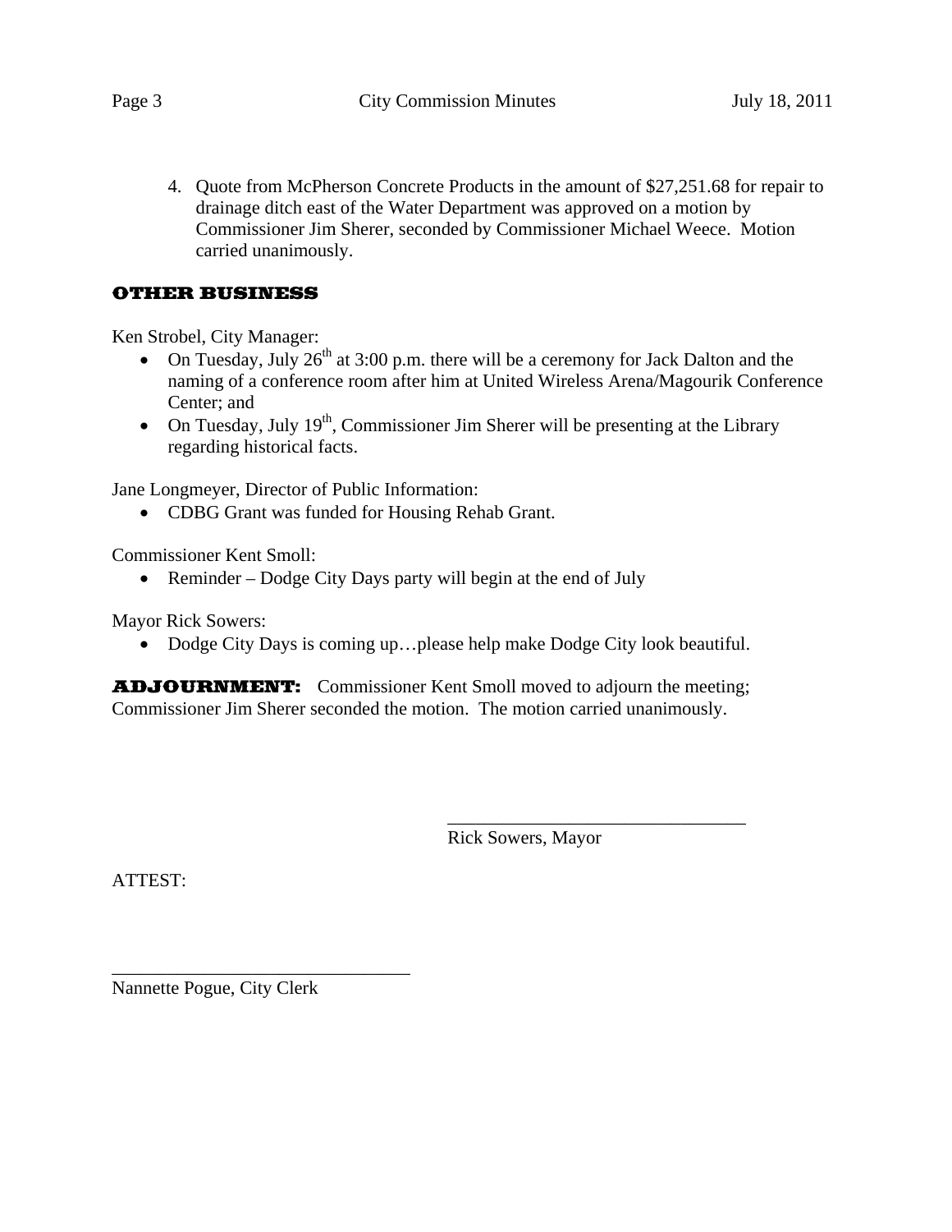4. Quote from McPherson Concrete Products in the amount of $27,251.68 for repair to drainage ditch east of the Water Department was approved on a motion by Commissioner Jim Sherer, seconded by Commissioner Michael Weece. Motion carried unanimously.

## OTHER BUSINESS

Ken Strobel, City Manager:

- On Tuesday, July 26th at 3:00 p.m. there will be a ceremony for Jack Dalton and the naming of a conference room after him at United Wireless Arena/Magourik Conference Center; and
- On Tuesday, July 19th, Commissioner Jim Sherer will be presenting at the Library regarding historical facts.

Jane Longmeyer, Director of Public Information:

- CDBG Grant was funded for Housing Rehab Grant.

Commissioner Kent Smoll:

- Reminder – Dodge City Days party will begin at the end of July

Mayor Rick Sowers:

- Dodge City Days is coming up…please help make Dodge City look beautiful.

**ADJOURNMENT:** Commissioner Kent Smoll moved to adjourn the meeting; Commissioner Jim Sherer seconded the motion. The motion carried unanimously.

\_\_\_\_\_\_\_\_\_\_\_\_\_\_\_\_\_\_\_\_\_\_\_\_\_\_\_\_\_\_\_\_
Rick Sowers, Mayor

ATTEST:

\_\_\_\_\_\_\_\_\_\_\_\_\_\_\_\_\_\_\_\_\_\_\_\_\_\_\_\_\_\_\_\_
Nannette Pogue, City Clerk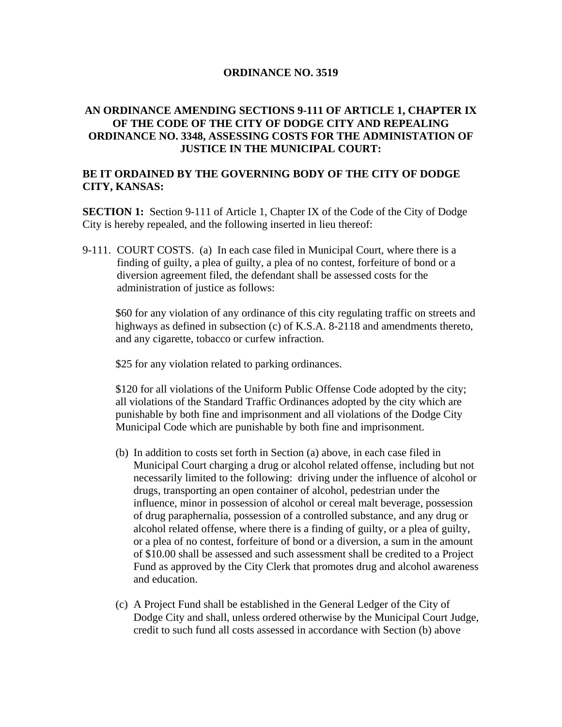# ORDINANCE NO. 3519

## AN ORDINANCE AMENDING SECTIONS 9-111 OF ARTICLE 1, CHAPTER IX OF THE CODE OF THE CITY OF DODGE CITY AND REPEALING ORDINANCE NO. 3348, ASSESSING COSTS FOR THE ADMINISTATION OF JUSTICE IN THE MUNICIPAL COURT:

**BE IT ORDAINED BY THE GOVERNING BODY OF THE CITY OF DODGE CITY, KANSAS:**

**SECTION 1:** Section 9-111 of Article 1, Chapter IX of the Code of the City of Dodge City is hereby repealed, and the following inserted in lieu thereof:

9-111. COURT COSTS. (a) In each case filed in Municipal Court, where there is a finding of guilty, a plea of guilty, a plea of no contest, forfeiture of bond or a diversion agreement filed, the defendant shall be assessed costs for the administration of justice as follows:

$60 for any violation of any ordinance of this city regulating traffic on streets and highways as defined in subsection (c) of K.S.A. 8-2118 and amendments thereto, and any cigarette, tobacco or curfew infraction.

$25 for any violation related to parking ordinances.

$120 for all violations of the Uniform Public Offense Code adopted by the city; all violations of the Standard Traffic Ordinances adopted by the city which are punishable by both fine and imprisonment and all violations of the Dodge City Municipal Code which are punishable by both fine and imprisonment.

(b) In addition to costs set forth in Section (a) above, in each case filed in Municipal Court charging a drug or alcohol related offense, including but not necessarily limited to the following: driving under the influence of alcohol or drugs, transporting an open container of alcohol, pedestrian under the influence, minor in possession of alcohol or cereal malt beverage, possession of drug paraphernalia, possession of a controlled substance, and any drug or alcohol related offense, where there is a finding of guilty, or a plea of guilty, or a plea of no contest, forfeiture of bond or a diversion, a sum in the amount of $10.00 shall be assessed and such assessment shall be credited to a Project Fund as approved by the City Clerk that promotes drug and alcohol awareness and education.

(c) A Project Fund shall be established in the General Ledger of the City of Dodge City and shall, unless ordered otherwise by the Municipal Court Judge, credit to such fund all costs assessed in accordance with Section (b) above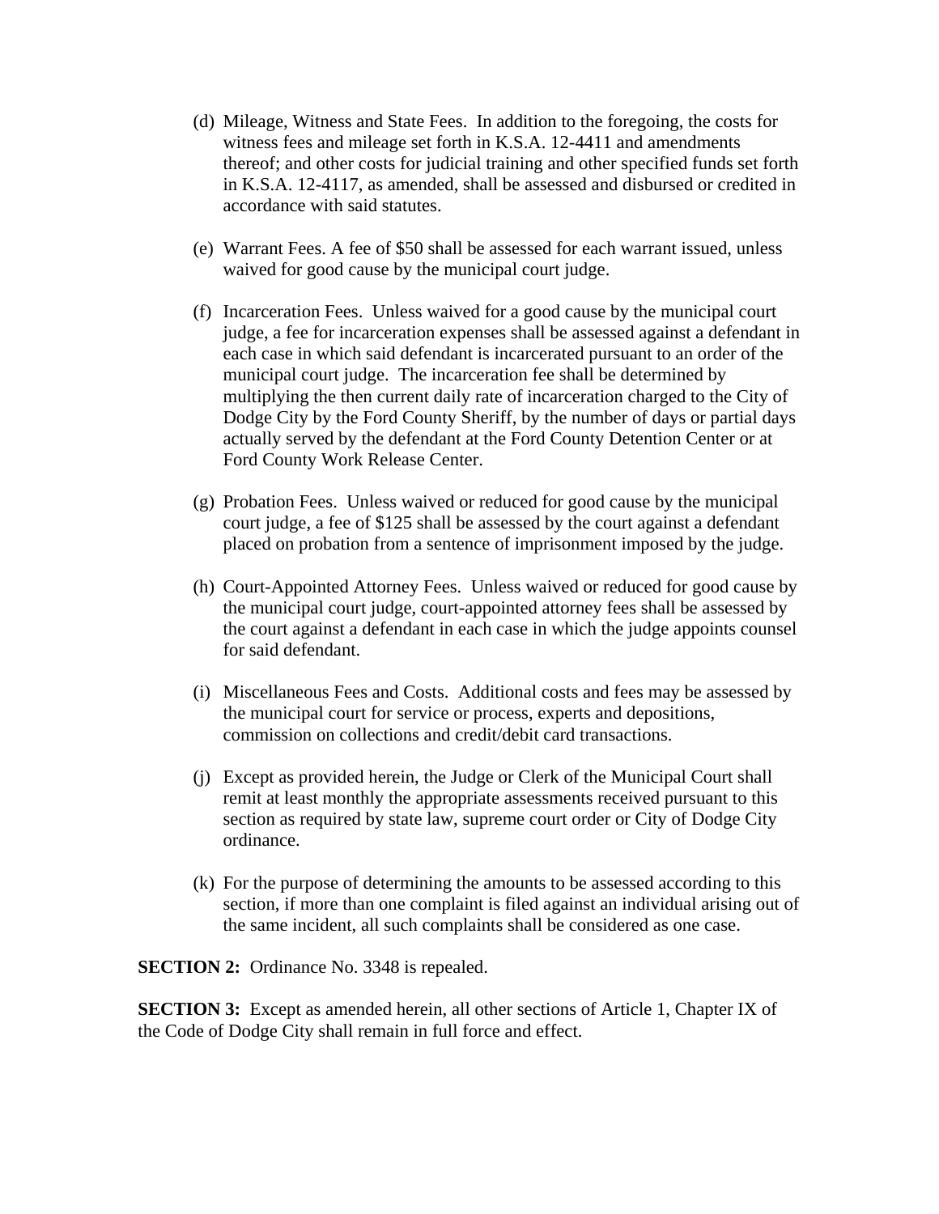(d) Mileage, Witness and State Fees. In addition to the foregoing, the costs for witness fees and mileage set forth in K.S.A. 12-4411 and amendments thereof; and other costs for judicial training and other specified funds set forth in K.S.A. 12-4117, as amended, shall be assessed and disbursed or credited in accordance with said statutes.

(e) Warrant Fees. A fee of $50 shall be assessed for each warrant issued, unless waived for good cause by the municipal court judge.

(f) Incarceration Fees. Unless waived for a good cause by the municipal court judge, a fee for incarceration expenses shall be assessed against a defendant in each case in which said defendant is incarcerated pursuant to an order of the municipal court judge. The incarceration fee shall be determined by multiplying the then current daily rate of incarceration charged to the City of Dodge City by the Ford County Sheriff, by the number of days or partial days actually served by the defendant at the Ford County Detention Center or at Ford County Work Release Center.

(g) Probation Fees. Unless waived or reduced for good cause by the municipal court judge, a fee of $125 shall be assessed by the court against a defendant placed on probation from a sentence of imprisonment imposed by the judge.

(h) Court-Appointed Attorney Fees. Unless waived or reduced for good cause by the municipal court judge, court-appointed attorney fees shall be assessed by the court against a defendant in each case in which the judge appoints counsel for said defendant.

(i) Miscellaneous Fees and Costs. Additional costs and fees may be assessed by the municipal court for service or process, experts and depositions, commission on collections and credit/debit card transactions.

(j) Except as provided herein, the Judge or Clerk of the Municipal Court shall remit at least monthly the appropriate assessments received pursuant to this section as required by state law, supreme court order or City of Dodge City ordinance.

(k) For the purpose of determining the amounts to be assessed according to this section, if more than one complaint is filed against an individual arising out of the same incident, all such complaints shall be considered as one case.

**SECTION 2:** Ordinance No. 3348 is repealed.

**SECTION 3:** Except as amended herein, all other sections of Article 1, Chapter IX of the Code of Dodge City shall remain in full force and effect.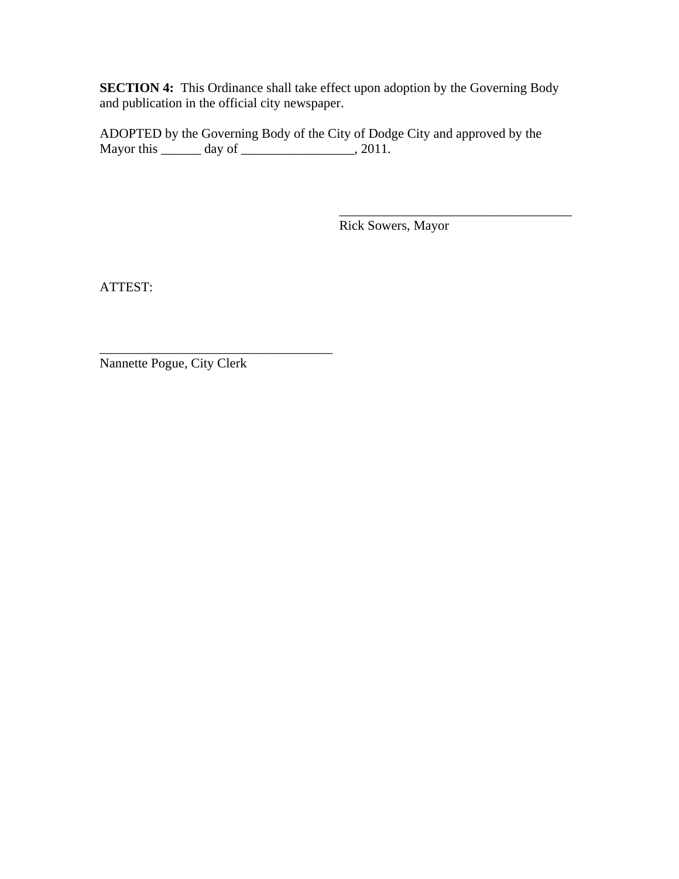**SECTION 4:** This Ordinance shall take effect upon adoption by the Governing Body and publication in the official city newspaper.

ADOPTED by the Governing Body of the City of Dodge City and approved by the Mayor this ______ day of _________________, 2011.

_____________________________________
Rick Sowers, Mayor

ATTEST:

_____________________________________
Nannette Pogue, City Clerk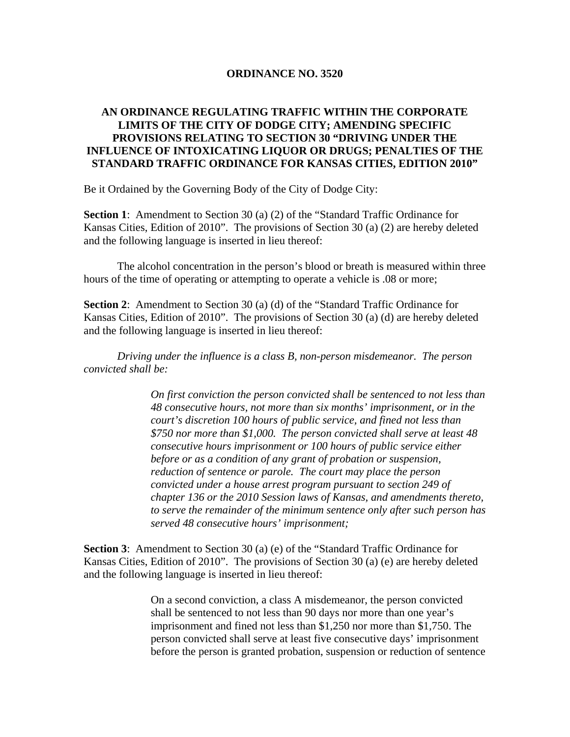**ORDINANCE NO. 3520**

**AN ORDINANCE REGULATING TRAFFIC WITHIN THE CORPORATE LIMITS OF THE CITY OF DODGE CITY; AMENDING SPECIFIC PROVISIONS RELATING TO SECTION 30 "DRIVING UNDER THE INFLUENCE OF INTOXICATING LIQUOR OR DRUGS; PENALTIES OF THE STANDARD TRAFFIC ORDINANCE FOR KANSAS CITIES, EDITION 2010"**

Be it Ordained by the Governing Body of the City of Dodge City:

**Section 1**: Amendment to Section 30 (a) (2) of the "Standard Traffic Ordinance for Kansas Cities, Edition of 2010". The provisions of Section 30 (a) (2) are hereby deleted and the following language is inserted in lieu thereof:

The alcohol concentration in the person's blood or breath is measured within three hours of the time of operating or attempting to operate a vehicle is .08 or more;

**Section 2**: Amendment to Section 30 (a) (d) of the "Standard Traffic Ordinance for Kansas Cities, Edition of 2010". The provisions of Section 30 (a) (d) are hereby deleted and the following language is inserted in lieu thereof:

*Driving under the influence is a class B, non-person misdemeanor. The person convicted shall be:*

> *On first conviction the person convicted shall be sentenced to not less than 48 consecutive hours, not more than six months' imprisonment, or in the court's discretion 100 hours of public service, and fined not less than $750 nor more than $1,000. The person convicted shall serve at least 48 consecutive hours imprisonment or 100 hours of public service either before or as a condition of any grant of probation or suspension, reduction of sentence or parole. The court may place the person convicted under a house arrest program pursuant to section 249 of chapter 136 or the 2010 Session laws of Kansas, and amendments thereto, to serve the remainder of the minimum sentence only after such person has served 48 consecutive hours' imprisonment;*

**Section 3**: Amendment to Section 30 (a) (e) of the "Standard Traffic Ordinance for Kansas Cities, Edition of 2010". The provisions of Section 30 (a) (e) are hereby deleted and the following language is inserted in lieu thereof:

> On a second conviction, a class A misdemeanor, the person convicted shall be sentenced to not less than 90 days nor more than one year's imprisonment and fined not less than $1,250 nor more than $1,750. The person convicted shall serve at least five consecutive days' imprisonment before the person is granted probation, suspension or reduction of sentence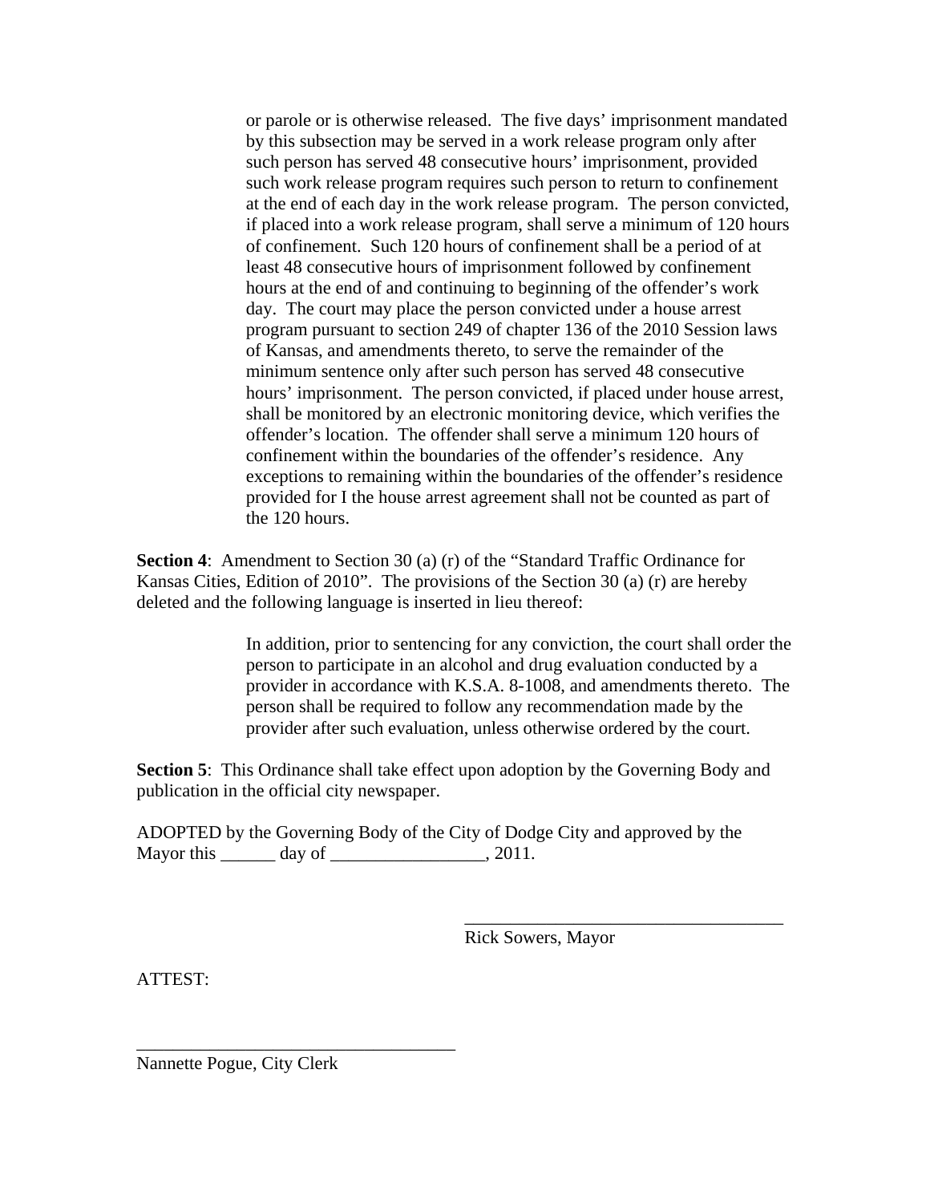> or parole or is otherwise released. The five days' imprisonment mandated by this subsection may be served in a work release program only after such person has served 48 consecutive hours' imprisonment, provided such work release program requires such person to return to confinement at the end of each day in the work release program. The person convicted, if placed into a work release program, shall serve a minimum of 120 hours of confinement. Such 120 hours of confinement shall be a period of at least 48 consecutive hours of imprisonment followed by confinement hours at the end of and continuing to beginning of the offender's work day. The court may place the person convicted under a house arrest program pursuant to section 249 of chapter 136 of the 2010 Session laws of Kansas, and amendments thereto, to serve the remainder of the minimum sentence only after such person has served 48 consecutive hours' imprisonment. The person convicted, if placed under house arrest, shall be monitored by an electronic monitoring device, which verifies the offender's location. The offender shall serve a minimum 120 hours of confinement within the boundaries of the offender's residence. Any exceptions to remaining within the boundaries of the offender's residence provided for I the house arrest agreement shall not be counted as part of the 120 hours.

**Section 4**: Amendment to Section 30 (a) (r) of the "Standard Traffic Ordinance for Kansas Cities, Edition of 2010". The provisions of the Section 30 (a) (r) are hereby deleted and the following language is inserted in lieu thereof:

> In addition, prior to sentencing for any conviction, the court shall order the person to participate in an alcohol and drug evaluation conducted by a provider in accordance with K.S.A. 8-1008, and amendments thereto. The person shall be required to follow any recommendation made by the provider after such evaluation, unless otherwise ordered by the court.

**Section 5**: This Ordinance shall take effect upon adoption by the Governing Body and publication in the official city newspaper.

ADOPTED by the Governing Body of the City of Dodge City and approved by the Mayor this ______ day of _________________, 2011.

___________________________________
Rick Sowers, Mayor

ATTEST:

___________________________________
Nannette Pogue, City Clerk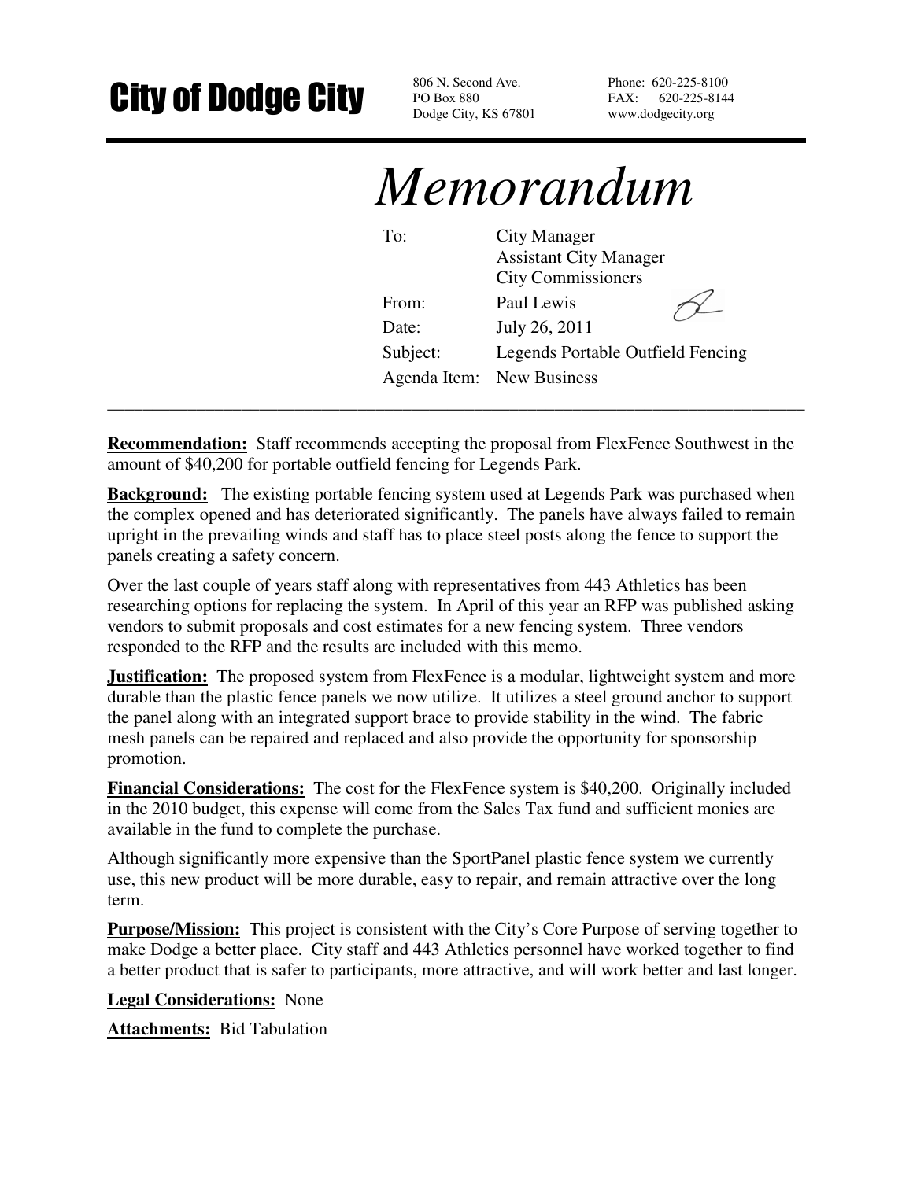# City of Dodge City

806 N. Second Ave.
PO Box 880
Dodge City, KS 67801

Phone: 620-225-8100
FAX: 620-225-8144
www.dodgecity.org

# *Memorandum*

| | |
|---|---|
| To: | City Manager<br>Assistant City Manager<br>City Commissioners |
| From: | Paul Lewis |
| Date: | July 26, 2011 |
| Subject: | Legends Portable Outfield Fencing |
| Agenda Item: | New Business |

---

**Recommendation:** Staff recommends accepting the proposal from FlexFence Southwest in the amount of $40,200 for portable outfield fencing for Legends Park.

**Background:** The existing portable fencing system used at Legends Park was purchased when the complex opened and has deteriorated significantly. The panels have always failed to remain upright in the prevailing winds and staff has to place steel posts along the fence to support the panels creating a safety concern.

Over the last couple of years staff along with representatives from 443 Athletics has been researching options for replacing the system. In April of this year an RFP was published asking vendors to submit proposals and cost estimates for a new fencing system. Three vendors responded to the RFP and the results are included with this memo.

**Justification:** The proposed system from FlexFence is a modular, lightweight system and more durable than the plastic fence panels we now utilize. It utilizes a steel ground anchor to support the panel along with an integrated support brace to provide stability in the wind. The fabric mesh panels can be repaired and replaced and also provide the opportunity for sponsorship promotion.

**Financial Considerations:** The cost for the FlexFence system is $40,200. Originally included in the 2010 budget, this expense will come from the Sales Tax fund and sufficient monies are available in the fund to complete the purchase.

Although significantly more expensive than the SportPanel plastic fence system we currently use, this new product will be more durable, easy to repair, and remain attractive over the long term.

**Purpose/Mission:** This project is consistent with the City's Core Purpose of serving together to make Dodge a better place. City staff and 443 Athletics personnel have worked together to find a better product that is safer to participants, more attractive, and will work better and last longer.

**Legal Considerations:** None

**Attachments:** Bid Tabulation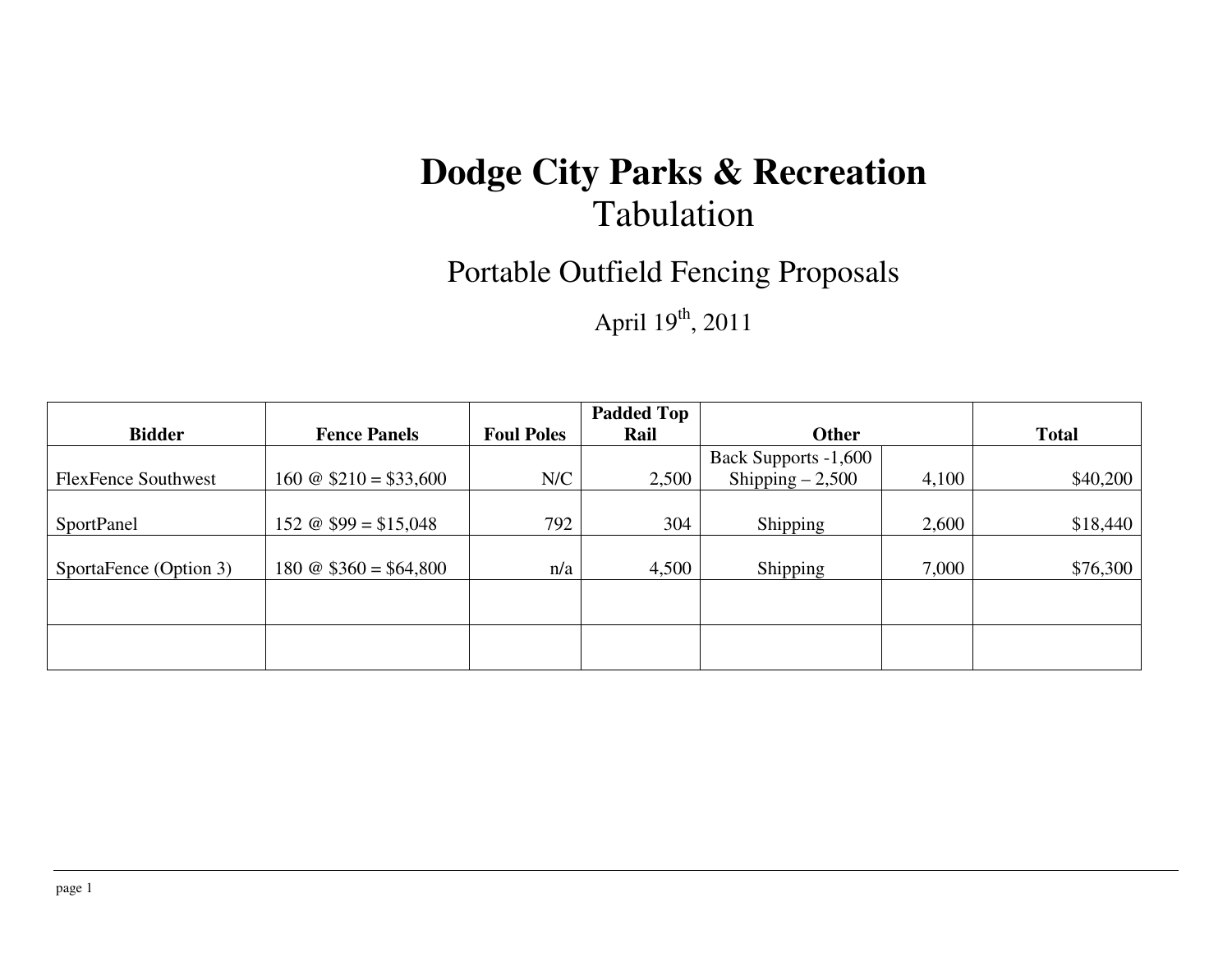# Dodge City Parks & Recreation

## Tabulation

### Portable Outfield Fencing Proposals

April 19th, 2011

| Bidder | Fence Panels | Foul Poles | Padded Top Rail | Other | | Total |
|---|---|---|---|---|---|---|
| FlexFence Southwest | 160 @ $210 = $33,600 | N/C | 2,500 | Back Supports -1,600 Shipping – 2,500 | 4,100 | $40,200 |
| SportPanel | 152 @ $99 = $15,048 | 792 | 304 | Shipping | 2,600 | $18,440 |
| SportaFence (Option 3) | 180 @ $360 = $64,800 | n/a | 4,500 | Shipping | 7,000 | $76,300 |
| | | | | | | |
| | | | | | | |